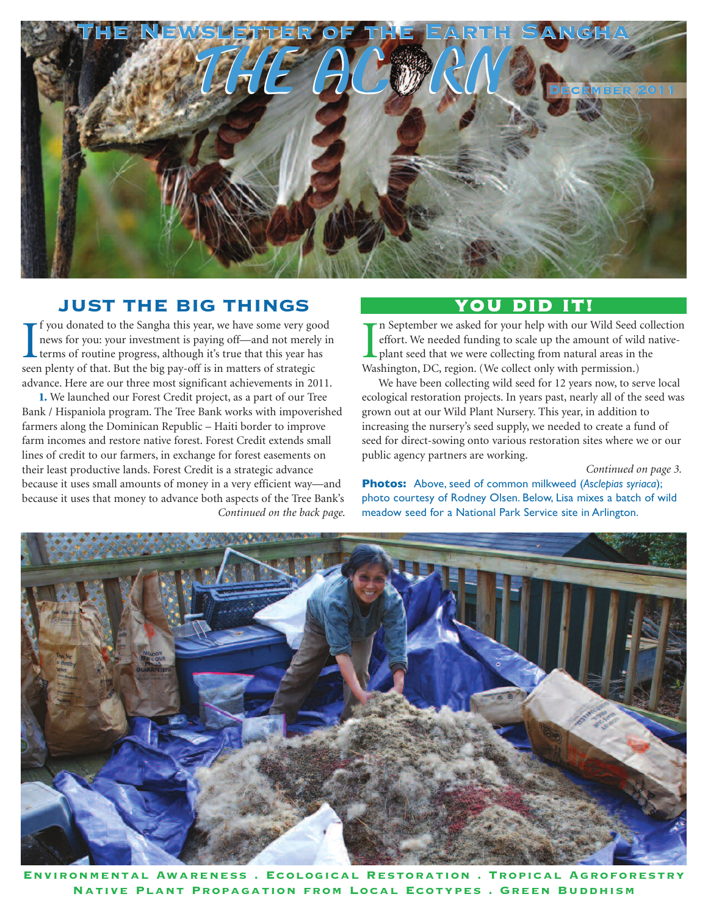# The Newsletter of the Earth Sangha

# THE ACORN

December 2011

## JUST THE BIG THINGS

If you donated to the Sangha this year, we have some very good news for you: your investment is paying off—and not merely in terms of routine progress, although it's true that this year has seen plenty of that. But the big pay-off is in matters of strategic advance. Here are our three most significant achievements in 2011.

**1.** We launched our Forest Credit project, as a part of our Tree Bank / Hispaniola program. The Tree Bank works with impoverished farmers along the Dominican Republic – Haiti border to improve farm incomes and restore native forest. Forest Credit extends small lines of credit to our farmers, in exchange for forest easements on their least productive lands. Forest Credit is a strategic advance because it uses small amounts of money in a very efficient way—and because it uses that money to advance both aspects of the Tree Bank's

*Continued on the back page.*

## YOU DID IT!

In September we asked for your help with our Wild Seed collection effort. We needed funding to scale up the amount of wild native-plant seed that we were collecting from natural areas in the Washington, DC, region. (We collect only with permission.)

We have been collecting wild seed for 12 years now, to serve local ecological restoration projects. In years past, nearly all of the seed was grown out at our Wild Plant Nursery. This year, in addition to increasing the nursery's seed supply, we needed to create a fund of seed for direct-sowing onto various restoration sites where we or our public agency partners are working.

*Continued on page 3.*

**Photos:** Above, seed of common milkweed (*Asclepias syriaca*); photo courtesy of Rodney Olsen. Below, Lisa mixes a batch of wild meadow seed for a National Park Service site in Arlington.

Environmental Awareness . Ecological Restoration . Tropical Agroforestry
Native Plant Propagation from Local Ecotypes . Green Buddhism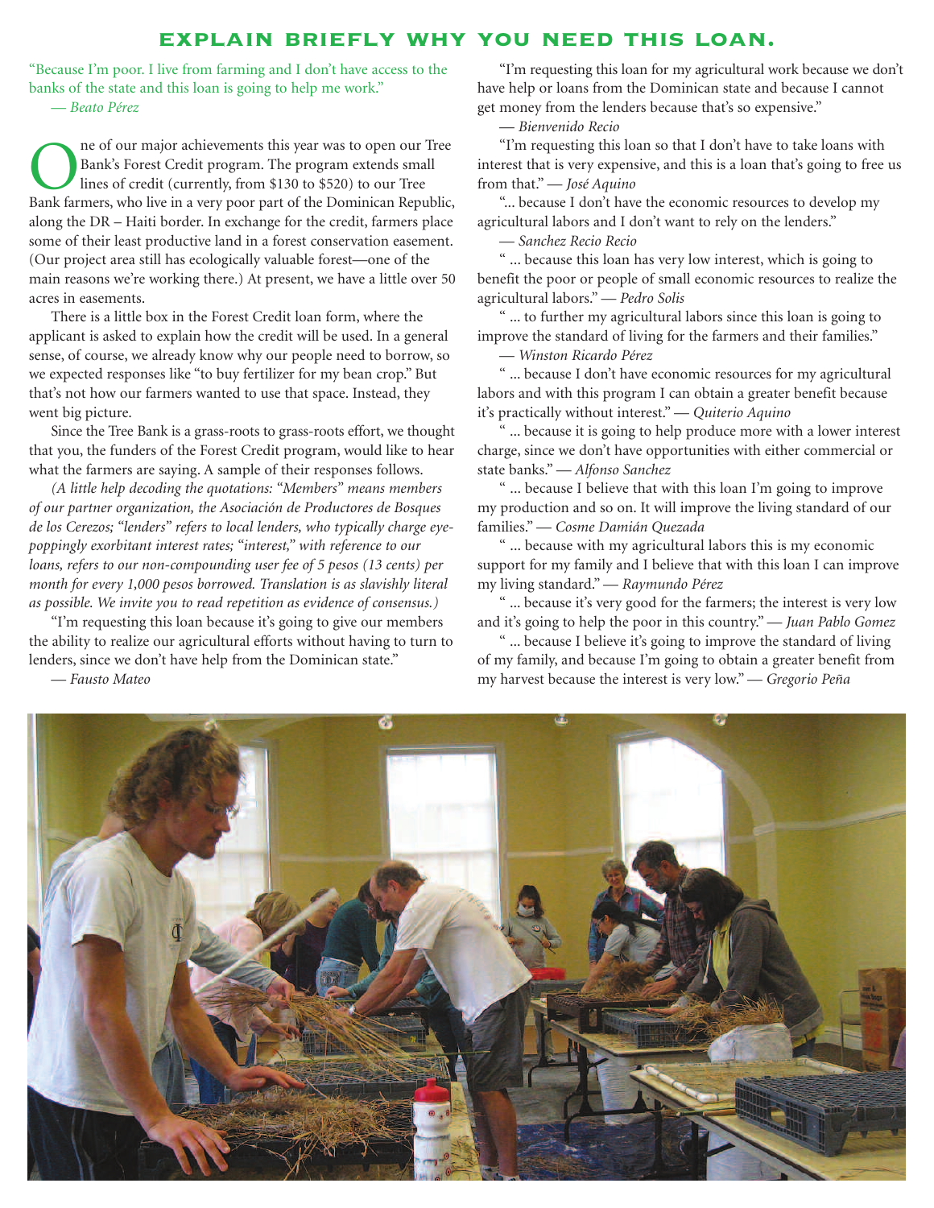## EXPLAIN BRIEFLY WHY YOU NEED THIS LOAN.

"Because I'm poor. I live from farming and I don't have access to the banks of the state and this loan is going to help me work."
— *Beato Pérez*

One of our major achievements this year was to open our Tree Bank's Forest Credit program. The program extends small lines of credit (currently, from $130 to $520) to our Tree Bank farmers, who live in a very poor part of the Dominican Republic, along the DR – Haiti border. In exchange for the credit, farmers place some of their least productive land in a forest conservation easement. (Our project area still has ecologically valuable forest—one of the main reasons we're working there.) At present, we have a little over 50 acres in easements.

There is a little box in the Forest Credit loan form, where the applicant is asked to explain how the credit will be used. In a general sense, of course, we already know why our people need to borrow, so we expected responses like "to buy fertilizer for my bean crop." But that's not how our farmers wanted to use that space. Instead, they went big picture.

Since the Tree Bank is a grass-roots to grass-roots effort, we thought that you, the funders of the Forest Credit program, would like to hear what the farmers are saying. A sample of their responses follows.

*(A little help decoding the quotations: "Members" means members of our partner organization, the Asociación de Productores de Bosques de los Cerezos; "lenders" refers to local lenders, who typically charge eye-poppingly exorbitant interest rates; "interest," with reference to our loans, refers to our non-compounding user fee of 5 pesos (13 cents) per month for every 1,000 pesos borrowed. Translation is as slavishly literal as possible. We invite you to read repetition as evidence of consensus.)*

"I'm requesting this loan because it's going to give our members the ability to realize our agricultural efforts without having to turn to lenders, since we don't have help from the Dominican state."
— *Fausto Mateo*

"I'm requesting this loan for my agricultural work because we don't have help or loans from the Dominican state and because I cannot get money from the lenders because that's so expensive."
— *Bienvenido Recio*

"I'm requesting this loan so that I don't have to take loans with interest that is very expensive, and this is a loan that's going to free us from that." — *José Aquino*

"... because I don't have the economic resources to develop my agricultural labors and I don't want to rely on the lenders."
— *Sanchez Recio Recio*

" ... because this loan has very low interest, which is going to benefit the poor or people of small economic resources to realize the agricultural labors." — *Pedro Solis*

" ... to further my agricultural labors since this loan is going to improve the standard of living for the farmers and their families."
— *Winston Ricardo Pérez*

" ... because I don't have economic resources for my agricultural labors and with this program I can obtain a greater benefit because it's practically without interest." — *Quiterio Aquino*

" ... because it is going to help produce more with a lower interest charge, since we don't have opportunities with either commercial or state banks." — *Alfonso Sanchez*

" ... because I believe that with this loan I'm going to improve my production and so on. It will improve the living standard of our families." — *Cosme Damián Quezada*

" ... because with my agricultural labors this is my economic support for my family and I believe that with this loan I can improve my living standard." — *Raymundo Pérez*

" ... because it's very good for the farmers; the interest is very low and it's going to help the poor in this country." — *Juan Pablo Gomez*

" ... because I believe it's going to improve the standard of living of my family, and because I'm going to obtain a greater benefit from my harvest because the interest is very low." — *Gregorio Peña*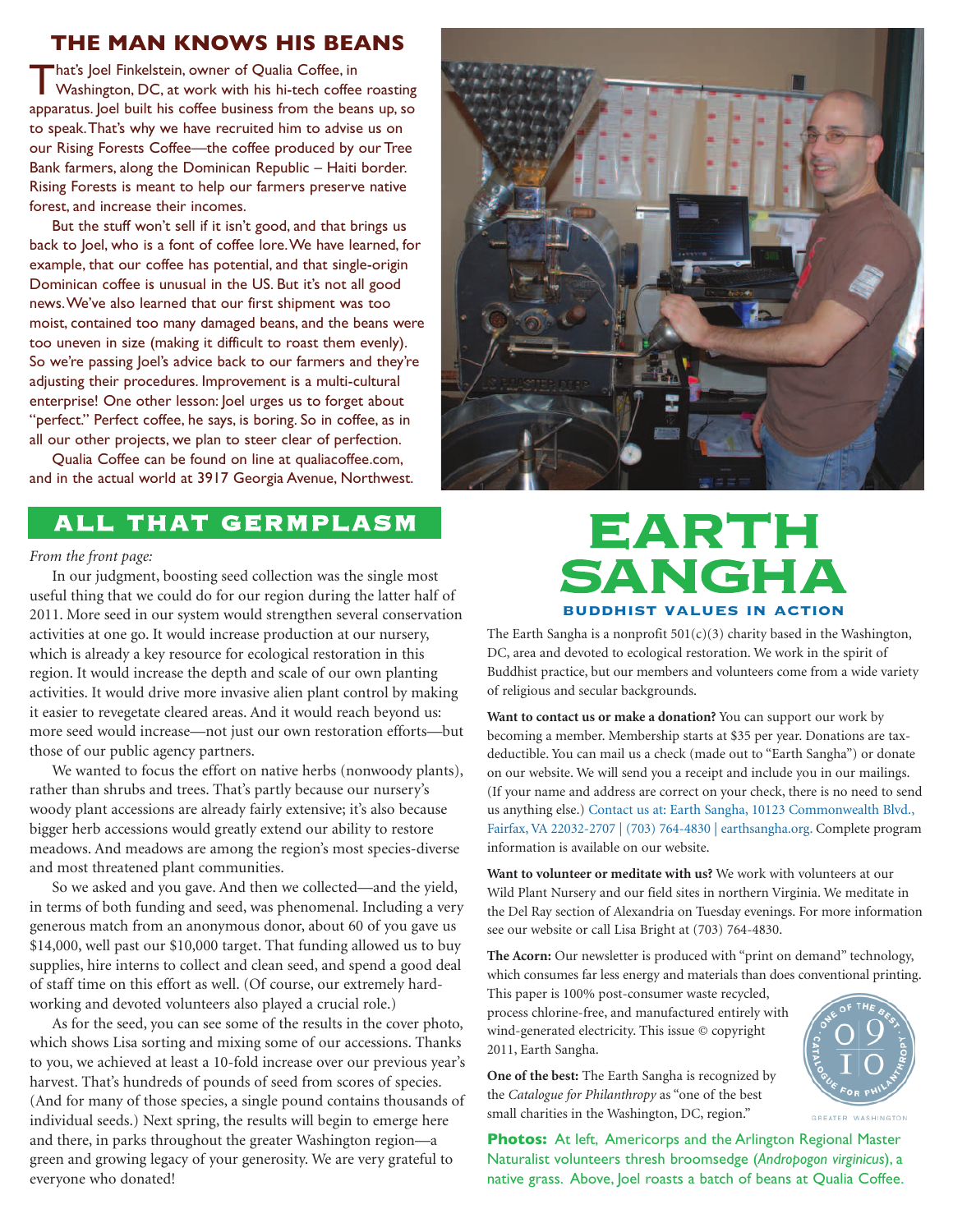## THE MAN KNOWS HIS BEANS

That's Joel Finkelstein, owner of Qualia Coffee, in Washington, DC, at work with his hi-tech coffee roasting apparatus. Joel built his coffee business from the beans up, so to speak. That's why we have recruited him to advise us on our Rising Forests Coffee—the coffee produced by our Tree Bank farmers, along the Dominican Republic – Haiti border. Rising Forests is meant to help our farmers preserve native forest, and increase their incomes.

But the stuff won't sell if it isn't good, and that brings us back to Joel, who is a font of coffee lore. We have learned, for example, that our coffee has potential, and that single-origin Dominican coffee is unusual in the US. But it's not all good news. We've also learned that our first shipment was too moist, contained too many damaged beans, and the beans were too uneven in size (making it difficult to roast them evenly). So we're passing Joel's advice back to our farmers and they're adjusting their procedures. Improvement is a multi-cultural enterprise! One other lesson: Joel urges us to forget about "perfect." Perfect coffee, he says, is boring. So in coffee, as in all our other projects, we plan to steer clear of perfection.

Qualia Coffee can be found on line at qualiacoffee.com, and in the actual world at 3917 Georgia Avenue, Northwest.

## ALL THAT GERMPLASM

*From the front page:*

In our judgment, boosting seed collection was the single most useful thing that we could do for our region during the latter half of 2011. More seed in our system would strengthen several conservation activities at one go. It would increase production at our nursery, which is already a key resource for ecological restoration in this region. It would increase the depth and scale of our own planting activities. It would drive more invasive alien plant control by making it easier to revegetate cleared areas. And it would reach beyond us: more seed would increase—not just our own restoration efforts—but those of our public agency partners.

We wanted to focus the effort on native herbs (nonwoody plants), rather than shrubs and trees. That's partly because our nursery's woody plant accessions are already fairly extensive; it's also because bigger herb accessions would greatly extend our ability to restore meadows. And meadows are among the region's most species-diverse and most threatened plant communities.

So we asked and you gave. And then we collected—and the yield, in terms of both funding and seed, was phenomenal. Including a very generous match from an anonymous donor, about 60 of you gave us $14,000, well past our $10,000 target. That funding allowed us to buy supplies, hire interns to collect and clean seed, and spend a good deal of staff time on this effort as well. (Of course, our extremely hard-working and devoted volunteers also played a crucial role.)

As for the seed, you can see some of the results in the cover photo, which shows Lisa sorting and mixing some of our accessions. Thanks to you, we achieved at least a 10-fold increase over our previous year's harvest. That's hundreds of pounds of seed from scores of species. (And for many of those species, a single pound contains thousands of individual seeds.) Next spring, the results will begin to emerge here and there, in parks throughout the greater Washington region—a green and growing legacy of your generosity. We are very grateful to everyone who donated!

# EARTH SANGHA

### BUDDHIST VALUES IN ACTION

The Earth Sangha is a nonprofit 501(c)(3) charity based in the Washington, DC, area and devoted to ecological restoration. We work in the spirit of Buddhist practice, but our members and volunteers come from a wide variety of religious and secular backgrounds.

**Want to contact us or make a donation?** You can support our work by becoming a member. Membership starts at $35 per year. Donations are tax-deductible. You can mail us a check (made out to "Earth Sangha") or donate on our website. We will send you a receipt and include you in our mailings. (If your name and address are correct on your check, there is no need to send us anything else.) Contact us at: Earth Sangha, 10123 Commonwealth Blvd., Fairfax, VA 22032-2707 | (703) 764-4830 | earthsangha.org. Complete program information is available on our website.

**Want to volunteer or meditate with us?** We work with volunteers at our Wild Plant Nursery and our field sites in northern Virginia. We meditate in the Del Ray section of Alexandria on Tuesday evenings. For more information see our website or call Lisa Bright at (703) 764-4830.

**The Acorn:** Our newsletter is produced with "print on demand" technology, which consumes far less energy and materials than does conventional printing. This paper is 100% post-consumer waste recycled, process chlorine-free, and manufactured entirely with wind-generated electricity. This issue © copyright 2011, Earth Sangha.

**One of the best:** The Earth Sangha is recognized by the *Catalogue for Philanthropy* as "one of the best small charities in the Washington, DC, region."

**Photos:** At left, Americorps and the Arlington Regional Master Naturalist volunteers thresh broomsedge (*Andropogon virginicus*), a native grass. Above, Joel roasts a batch of beans at Qualia Coffee.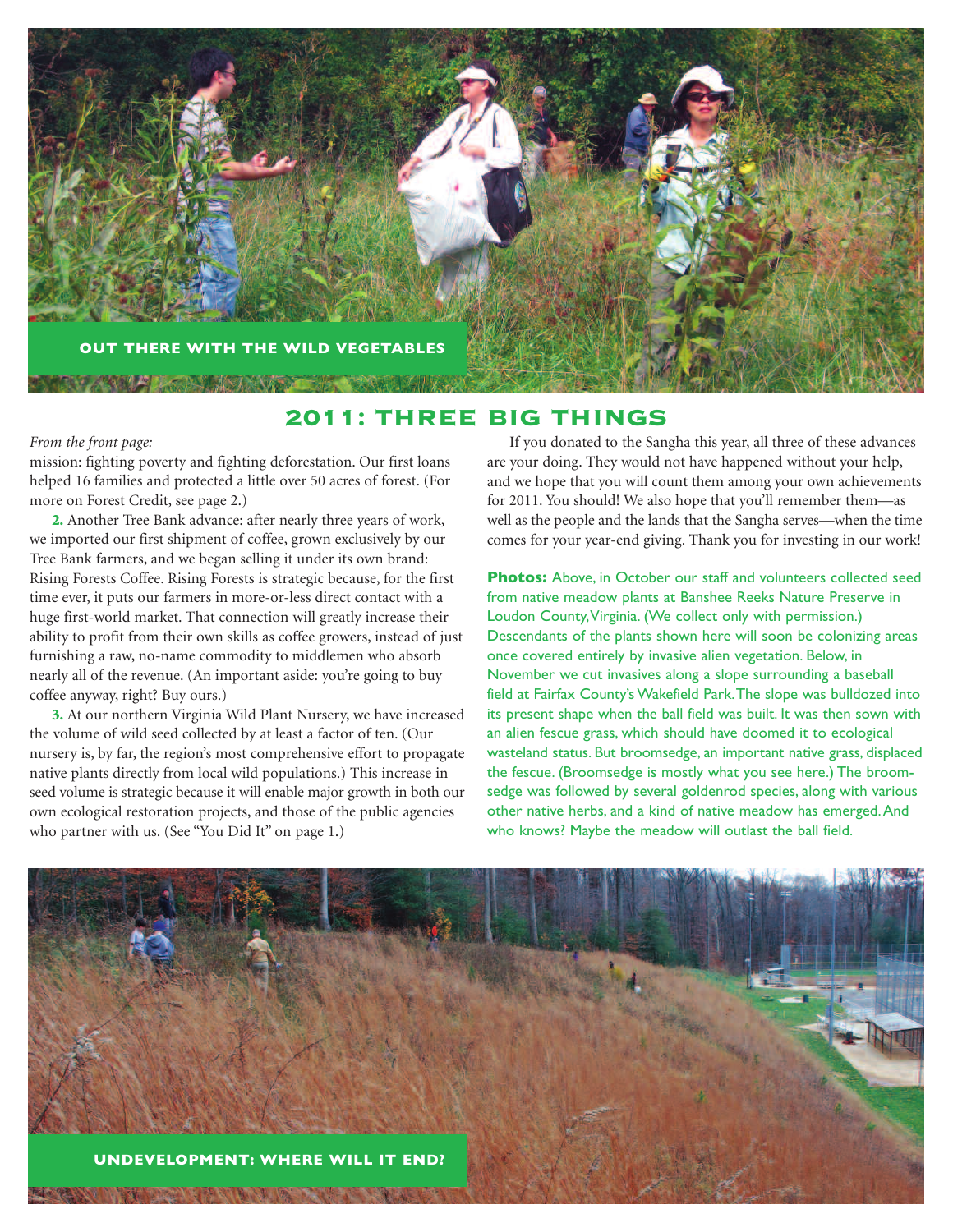**OUT THERE WITH THE WILD VEGETABLES**

## 2011: THREE BIG THINGS

*From the front page:*

mission: fighting poverty and fighting deforestation. Our first loans helped 16 families and protected a little over 50 acres of forest. (For more on Forest Credit, see page 2.)

**2.** Another Tree Bank advance: after nearly three years of work, we imported our first shipment of coffee, grown exclusively by our Tree Bank farmers, and we began selling it under its own brand: Rising Forests Coffee. Rising Forests is strategic because, for the first time ever, it puts our farmers in more-or-less direct contact with a huge first-world market. That connection will greatly increase their ability to profit from their own skills as coffee growers, instead of just furnishing a raw, no-name commodity to middlemen who absorb nearly all of the revenue. (An important aside: you're going to buy coffee anyway, right? Buy ours.)

**3.** At our northern Virginia Wild Plant Nursery, we have increased the volume of wild seed collected by at least a factor of ten. (Our nursery is, by far, the region's most comprehensive effort to propagate native plants directly from local wild populations.) This increase in seed volume is strategic because it will enable major growth in both our own ecological restoration projects, and those of the public agencies who partner with us. (See "You Did It" on page 1.)

If you donated to the Sangha this year, all three of these advances are your doing. They would not have happened without your help, and we hope that you will count them among your own achievements for 2011. You should! We also hope that you'll remember them—as well as the people and the lands that the Sangha serves—when the time comes for your year-end giving. Thank you for investing in our work!

**Photos:** Above, in October our staff and volunteers collected seed from native meadow plants at Banshee Reeks Nature Preserve in Loudon County, Virginia. (We collect only with permission.) Descendants of the plants shown here will soon be colonizing areas once covered entirely by invasive alien vegetation. Below, in November we cut invasives along a slope surrounding a baseball field at Fairfax County's Wakefield Park. The slope was bulldozed into its present shape when the ball field was built. It was then sown with an alien fescue grass, which should have doomed it to ecological wasteland status. But broomsedge, an important native grass, displaced the fescue. (Broomsedge is mostly what you see here.) The broomsedge was followed by several goldenrod species, along with various other native herbs, and a kind of native meadow has emerged. And who knows? Maybe the meadow will outlast the ball field.

**UNDEVELOPMENT: WHERE WILL IT END?**